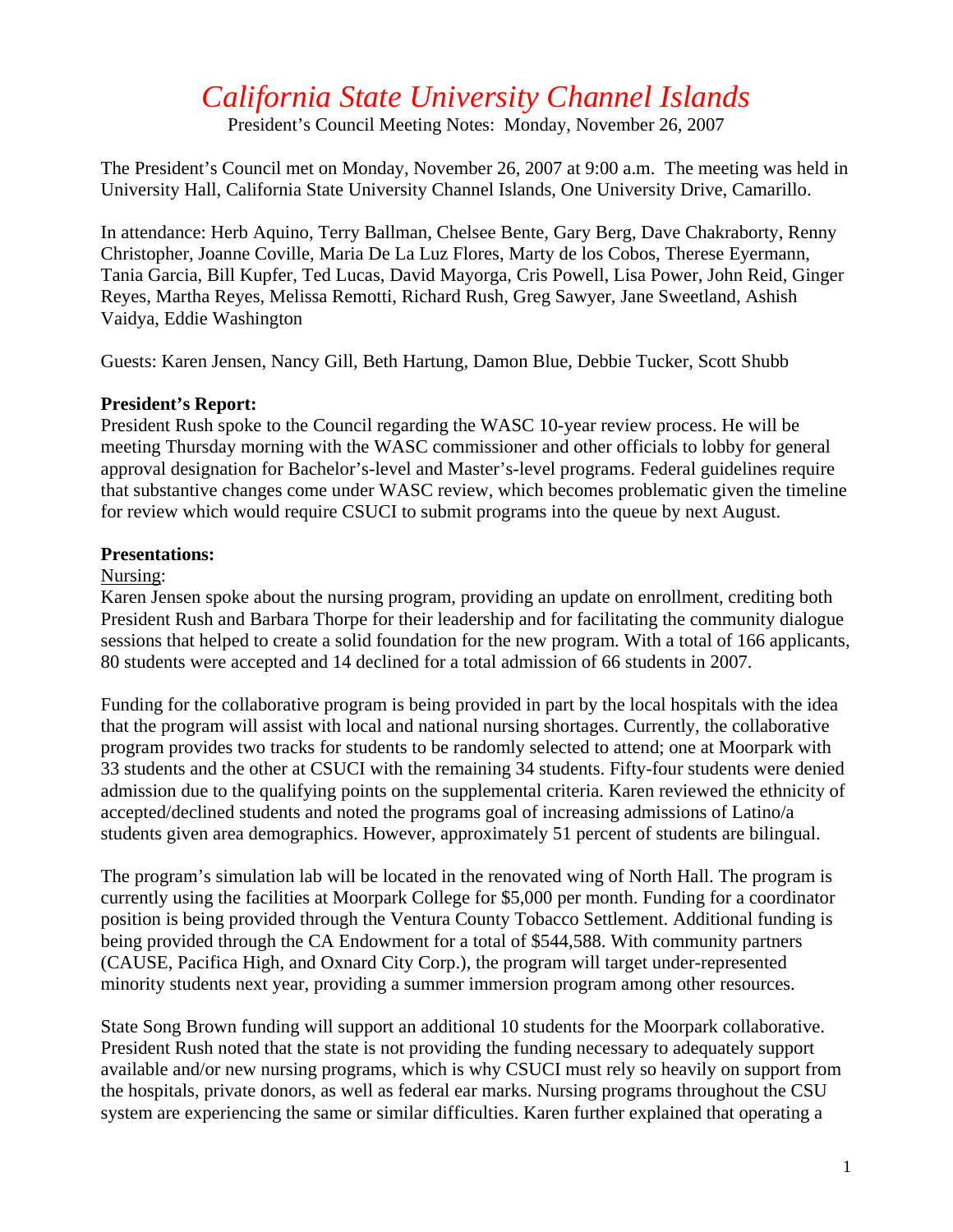# *California State University Channel Islands*

President's Council Meeting Notes: Monday, November 26, 2007

The President's Council met on Monday, November 26, 2007 at 9:00 a.m. The meeting was held in University Hall, California State University Channel Islands, One University Drive, Camarillo.

In attendance: Herb Aquino, Terry Ballman, Chelsee Bente, Gary Berg, Dave Chakraborty, Renny Christopher, Joanne Coville, Maria De La Luz Flores, Marty de los Cobos, Therese Eyermann, Tania Garcia, Bill Kupfer, Ted Lucas, David Mayorga, Cris Powell, Lisa Power, John Reid, Ginger Reyes, Martha Reyes, Melissa Remotti, Richard Rush, Greg Sawyer, Jane Sweetland, Ashish Vaidya, Eddie Washington

Guests: Karen Jensen, Nancy Gill, Beth Hartung, Damon Blue, Debbie Tucker, Scott Shubb

**President's Report:**

President Rush spoke to the Council regarding the WASC 10-year review process. He will be meeting Thursday morning with the WASC commissioner and other officials to lobby for general approval designation for Bachelor's-level and Master's-level programs. Federal guidelines require that substantive changes come under WASC review, which becomes problematic given the timeline for review which would require CSUCI to submit programs into the queue by next August.

**Presentations:**

<u>Nursing</u>:

Karen Jensen spoke about the nursing program, providing an update on enrollment, crediting both President Rush and Barbara Thorpe for their leadership and for facilitating the community dialogue sessions that helped to create a solid foundation for the new program. With a total of 166 applicants, 80 students were accepted and 14 declined for a total admission of 66 students in 2007.

Funding for the collaborative program is being provided in part by the local hospitals with the idea that the program will assist with local and national nursing shortages. Currently, the collaborative program provides two tracks for students to be randomly selected to attend; one at Moorpark with 33 students and the other at CSUCI with the remaining 34 students. Fifty-four students were denied admission due to the qualifying points on the supplemental criteria. Karen reviewed the ethnicity of accepted/declined students and noted the programs goal of increasing admissions of Latino/a students given area demographics. However, approximately 51 percent of students are bilingual.

The program's simulation lab will be located in the renovated wing of North Hall. The program is currently using the facilities at Moorpark College for $5,000 per month. Funding for a coordinator position is being provided through the Ventura County Tobacco Settlement. Additional funding is being provided through the CA Endowment for a total of $544,588. With community partners (CAUSE, Pacifica High, and Oxnard City Corp.), the program will target under-represented minority students next year, providing a summer immersion program among other resources.

State Song Brown funding will support an additional 10 students for the Moorpark collaborative. President Rush noted that the state is not providing the funding necessary to adequately support available and/or new nursing programs, which is why CSUCI must rely so heavily on support from the hospitals, private donors, as well as federal ear marks. Nursing programs throughout the CSU system are experiencing the same or similar difficulties. Karen further explained that operating a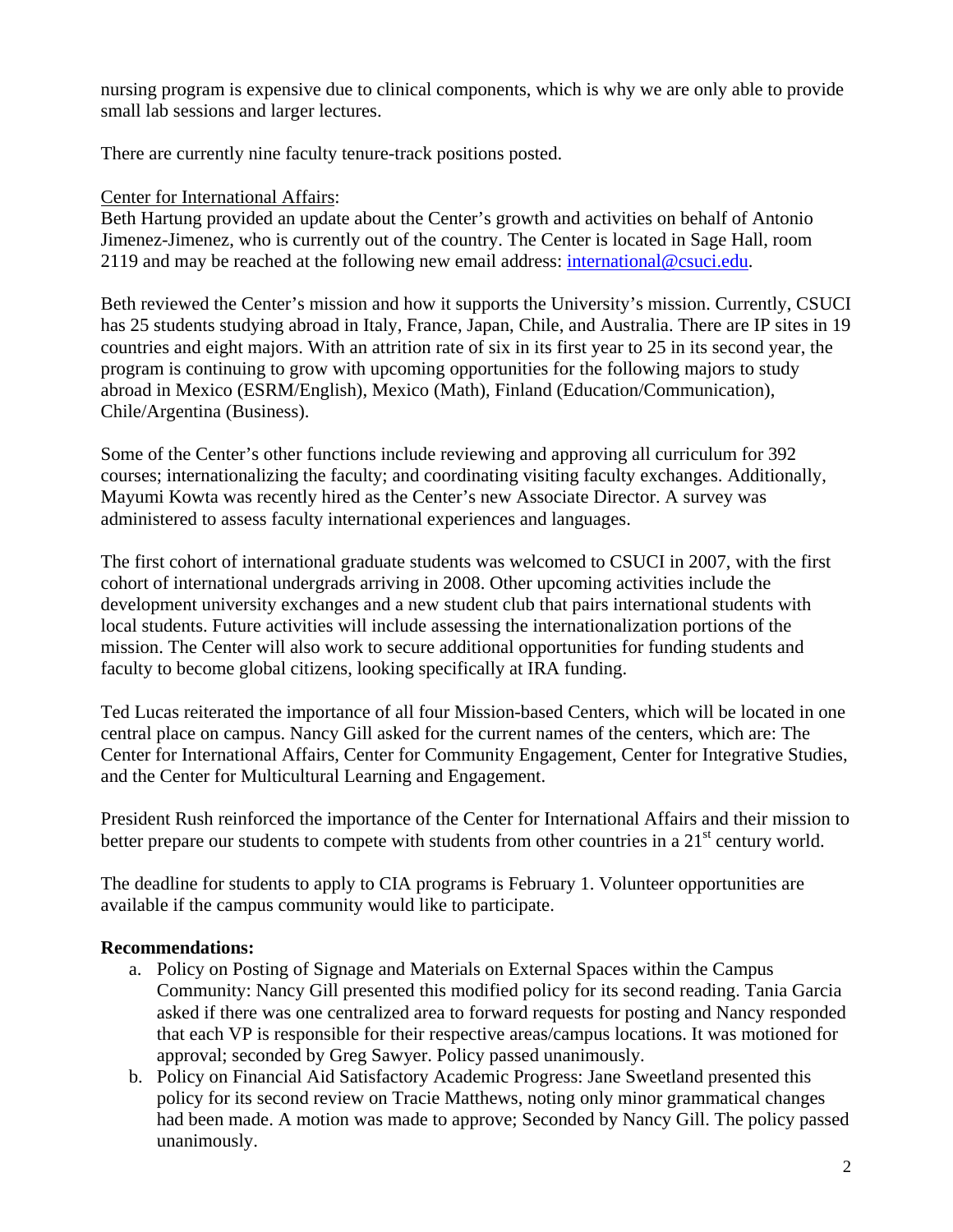nursing program is expensive due to clinical components, which is why we are only able to provide small lab sessions and larger lectures.

There are currently nine faculty tenure-track positions posted.

Center for International Affairs:
Beth Hartung provided an update about the Center's growth and activities on behalf of Antonio Jimenez-Jimenez, who is currently out of the country. The Center is located in Sage Hall, room 2119 and may be reached at the following new email address: international@csuci.edu.

Beth reviewed the Center's mission and how it supports the University's mission. Currently, CSUCI has 25 students studying abroad in Italy, France, Japan, Chile, and Australia. There are IP sites in 19 countries and eight majors. With an attrition rate of six in its first year to 25 in its second year, the program is continuing to grow with upcoming opportunities for the following majors to study abroad in Mexico (ESRM/English), Mexico (Math), Finland (Education/Communication), Chile/Argentina (Business).

Some of the Center's other functions include reviewing and approving all curriculum for 392 courses; internationalizing the faculty; and coordinating visiting faculty exchanges. Additionally, Mayumi Kowta was recently hired as the Center's new Associate Director. A survey was administered to assess faculty international experiences and languages.

The first cohort of international graduate students was welcomed to CSUCI in 2007, with the first cohort of international undergrads arriving in 2008. Other upcoming activities include the development university exchanges and a new student club that pairs international students with local students. Future activities will include assessing the internationalization portions of the mission. The Center will also work to secure additional opportunities for funding students and faculty to become global citizens, looking specifically at IRA funding.

Ted Lucas reiterated the importance of all four Mission-based Centers, which will be located in one central place on campus. Nancy Gill asked for the current names of the centers, which are: The Center for International Affairs, Center for Community Engagement, Center for Integrative Studies, and the Center for Multicultural Learning and Engagement.

President Rush reinforced the importance of the Center for International Affairs and their mission to better prepare our students to compete with students from other countries in a 21st century world.

The deadline for students to apply to CIA programs is February 1. Volunteer opportunities are available if the campus community would like to participate.

**Recommendations:**

a. Policy on Posting of Signage and Materials on External Spaces within the Campus Community: Nancy Gill presented this modified policy for its second reading. Tania Garcia asked if there was one centralized area to forward requests for posting and Nancy responded that each VP is responsible for their respective areas/campus locations. It was motioned for approval; seconded by Greg Sawyer. Policy passed unanimously.
b. Policy on Financial Aid Satisfactory Academic Progress: Jane Sweetland presented this policy for its second review on Tracie Matthews, noting only minor grammatical changes had been made. A motion was made to approve; Seconded by Nancy Gill. The policy passed unanimously.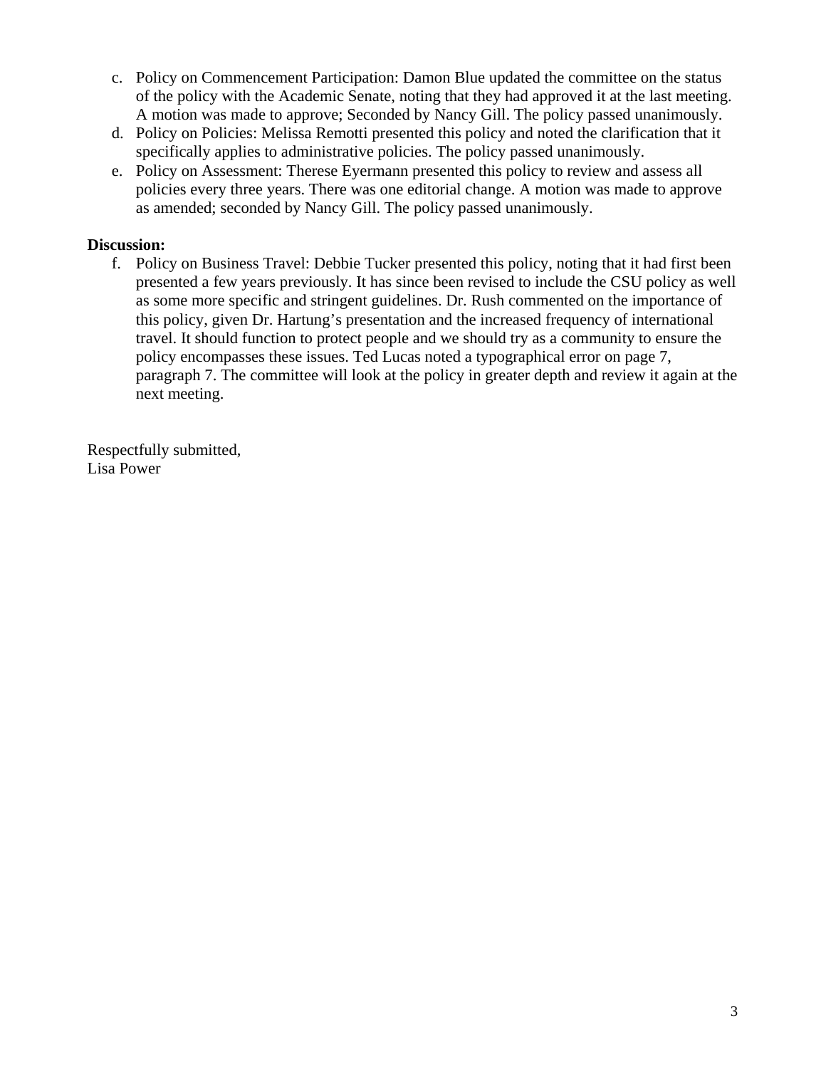c. Policy on Commencement Participation: Damon Blue updated the committee on the status of the policy with the Academic Senate, noting that they had approved it at the last meeting. A motion was made to approve; Seconded by Nancy Gill. The policy passed unanimously.
d. Policy on Policies: Melissa Remotti presented this policy and noted the clarification that it specifically applies to administrative policies. The policy passed unanimously.
e. Policy on Assessment: Therese Eyermann presented this policy to review and assess all policies every three years. There was one editorial change. A motion was made to approve as amended; seconded by Nancy Gill. The policy passed unanimously.

**Discussion:**

f. Policy on Business Travel: Debbie Tucker presented this policy, noting that it had first been presented a few years previously. It has since been revised to include the CSU policy as well as some more specific and stringent guidelines. Dr. Rush commented on the importance of this policy, given Dr. Hartung's presentation and the increased frequency of international travel. It should function to protect people and we should try as a community to ensure the policy encompasses these issues. Ted Lucas noted a typographical error on page 7, paragraph 7. The committee will look at the policy in greater depth and review it again at the next meeting.

Respectfully submitted,
Lisa Power